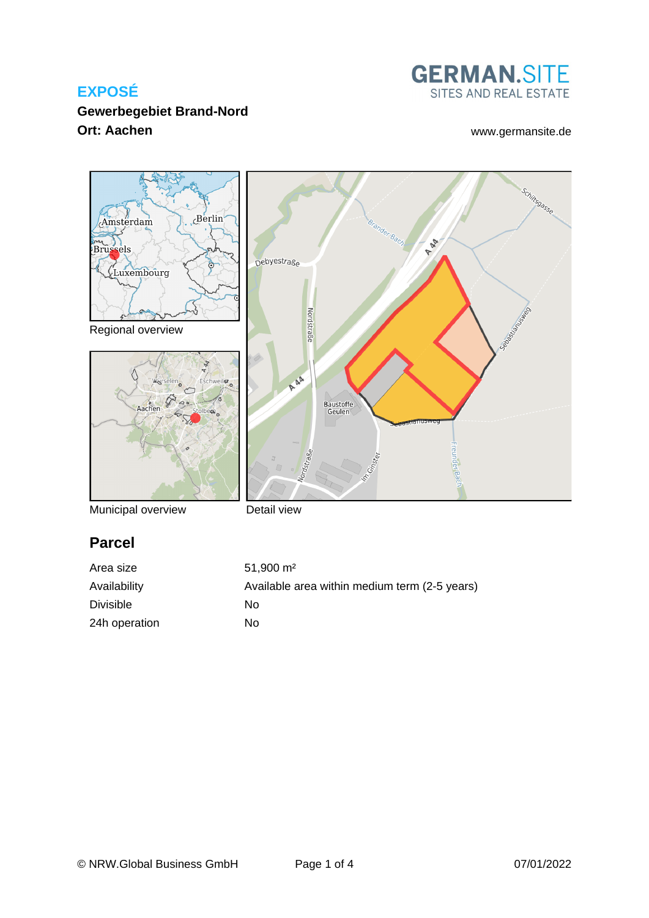**EXPOSÉ**

**Gewerbegebiet Brand-Nord**

**Ort: Aachen**

GERMAN.SITE
SITES AND REAL ESTATE

www.germansite.de

Regional overview

Municipal overview

Detail view

## Parcel

| | |
|---|---|
| Area size | 51,900 m² |
| Availability | Available area within medium term (2-5 years) |
| Divisible | No |
| 24h operation | No |

© NRW.Global Business GmbH

07/01/2022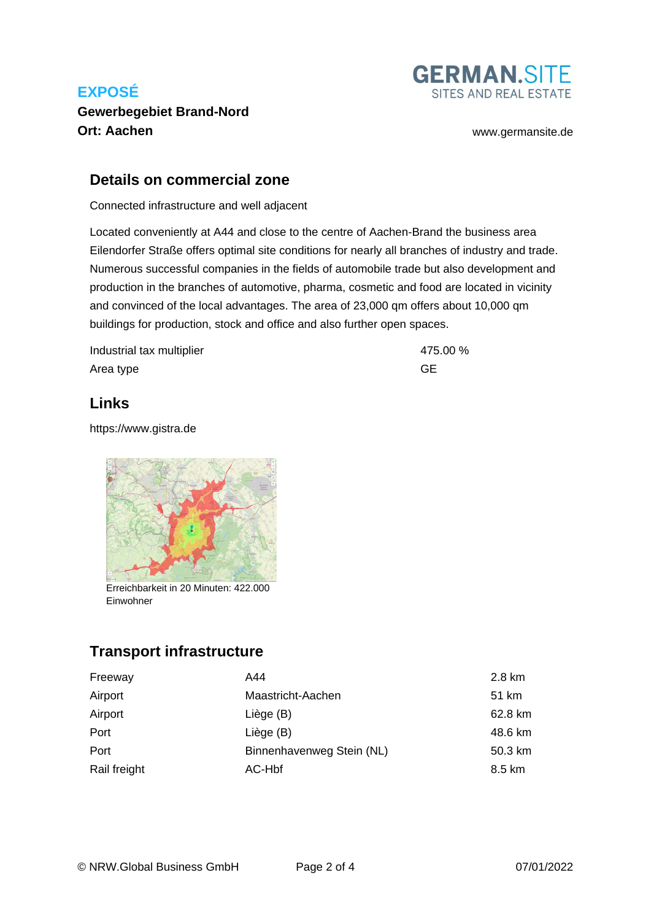**EXPOSÉ**

**Gewerbegebiet Brand-Nord**
**Ort: Aachen**

www.germansite.de

## Details on commercial zone

Connected infrastructure and well adjacent

Located conveniently at A44 and close to the centre of Aachen-Brand the business area Eilendorfer Straße offers optimal site conditions for nearly all branches of industry and trade. Numerous successful companies in the fields of automobile trade but also development and production in the branches of automotive, pharma, cosmetic and food are located in vicinity and convinced of the local advantages. The area of 23,000 qm offers about 10,000 qm buildings for production, stock and office and also further open spaces.

| | |
|---|---|
| Industrial tax multiplier | 475.00 % |
| Area type | GE |

## Links

https://www.gistra.de

Erreichbarkeit in 20 Minuten: 422.000 Einwohner

## Transport infrastructure

| | | |
|---|---|---|
| Freeway | A44 | 2.8 km |
| Airport | Maastricht-Aachen | 51 km |
| Airport | Liège (B) | 62.8 km |
| Port | Liège (B) | 48.6 km |
| Port | Binnenhavenweg Stein (NL) | 50.3 km |
| Rail freight | AC-Hbf | 8.5 km |

© NRW.Global Business GmbH 07/01/2022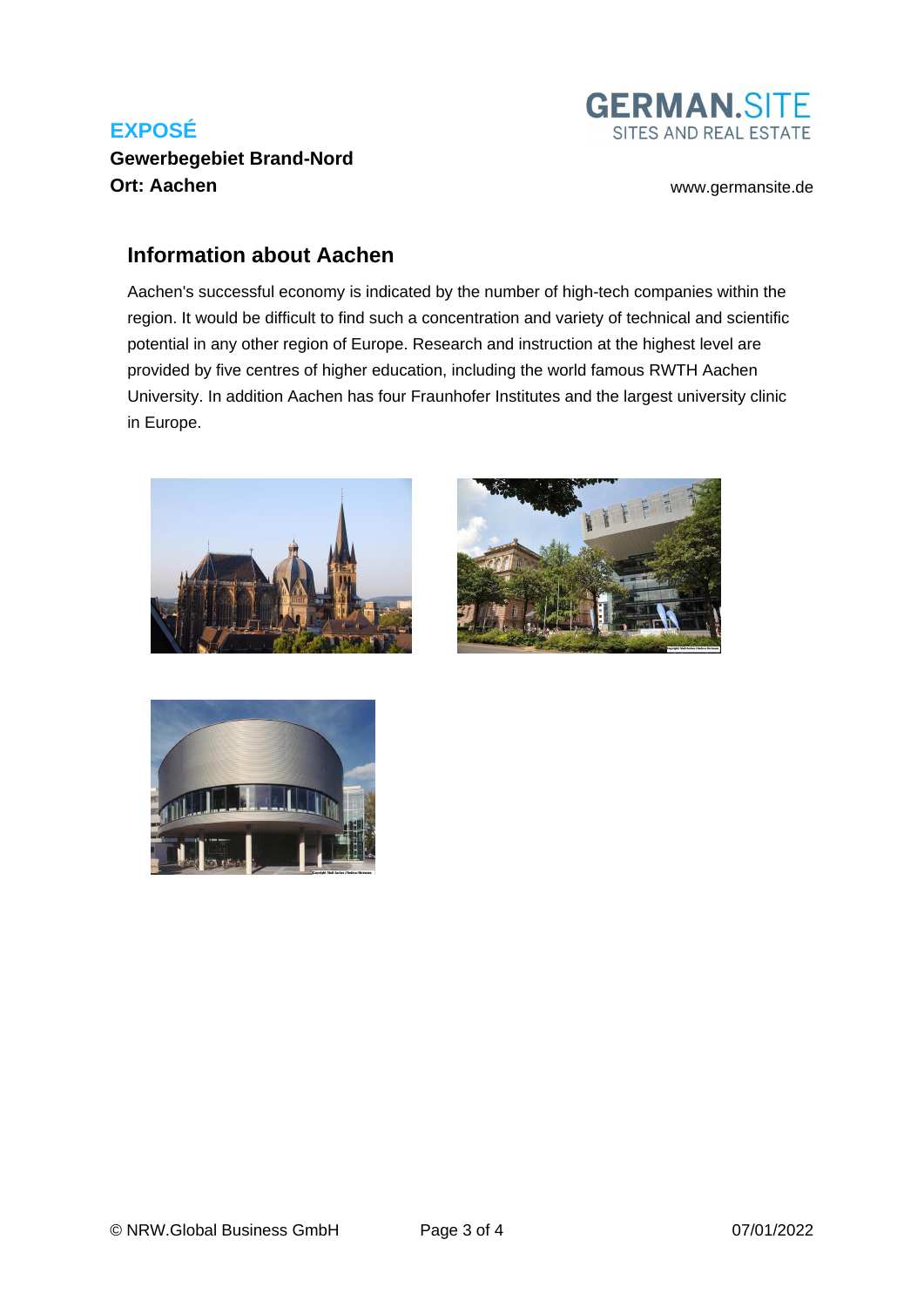**EXPOSÉ**

**Gewerbegebiet Brand-Nord**

**Ort: Aachen**

GERMAN.SITE
SITES AND REAL ESTATE

www.germansite.de

## Information about Aachen

Aachen's successful economy is indicated by the number of high-tech companies within the region. It would be difficult to find such a concentration and variety of technical and scientific potential in any other region of Europe. Research and instruction at the highest level are provided by five centres of higher education, including the world famous RWTH Aachen University. In addition Aachen has four Fraunhofer Institutes and the largest university clinic in Europe.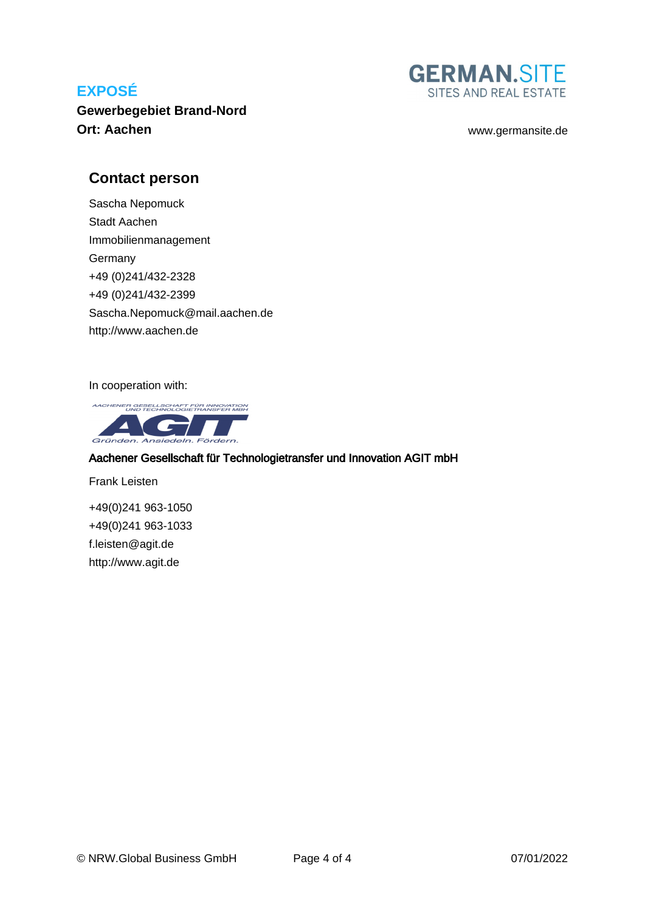## Contact person

Sascha Nepomuck
Stadt Aachen
Immobilienmanagement
Germany
+49 (0)241/432-2328
+49 (0)241/432-2399
Sascha.Nepomuck@mail.aachen.de
http://www.aachen.de

In cooperation with:

**Aachener Gesellschaft für Technologietransfer und Innovation AGIT mbH**

Frank Leisten

+49(0)241 963-1050
+49(0)241 963-1033
f.leisten@agit.de
http://www.agit.de